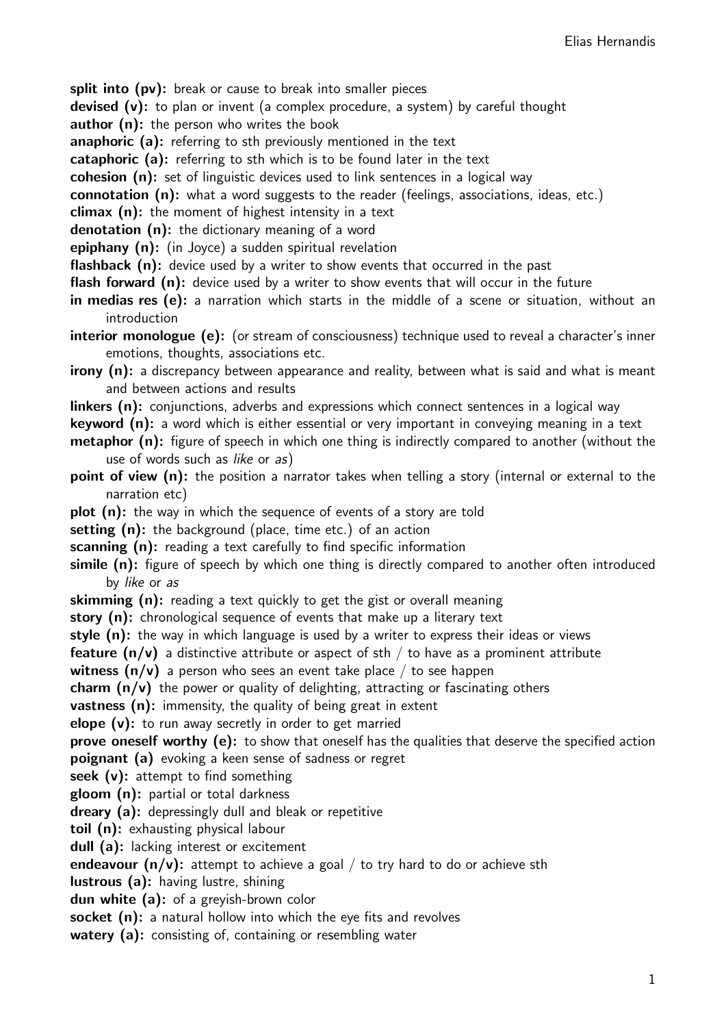**split into (pv):** break or cause to break into smaller pieces

**devised (v):** to plan or invent (a complex procedure, a system) by careful thought

**author (n):** the person who writes the book

**anaphoric (a):** referring to sth previously mentioned in the text

**cataphoric (a):** referring to sth which is to be found later in the text

**cohesion (n):** set of linguistic devices used to link sentences in a logical way

**connotation (n):** what a word suggests to the reader (feelings, associations, ideas, etc.)

**climax (n):** the moment of highest intensity in a text

**denotation (n):** the dictionary meaning of a word

**epiphany (n):** (in Joyce) a sudden spiritual revelation

**flashback (n):** device used by a writer to show events that occurred in the past

**flash forward (n):** device used by a writer to show events that will occur in the future

**in medias res (e):** a narration which starts in the middle of a scene or situation, without an introduction

**interior monologue (e):** (or stream of consciousness) technique used to reveal a character's inner emotions, thoughts, associations etc.

**irony (n):** a discrepancy between appearance and reality, between what is said and what is meant and between actions and results

**linkers (n):** conjunctions, adverbs and expressions which connect sentences in a logical way

**keyword (n):** a word which is either essential or very important in conveying meaning in a text

**metaphor (n):** figure of speech in which one thing is indirectly compared to another (without the use of words such as *like* or *as*)

**point of view (n):** the position a narrator takes when telling a story (internal or external to the narration etc)

**plot (n):** the way in which the sequence of events of a story are told

**setting (n):** the background (place, time etc.) of an action

**scanning (n):** reading a text carefully to find specific information

**simile (n):** figure of speech by which one thing is directly compared to another often introduced by *like* or *as*

**skimming (n):** reading a text quickly to get the gist or overall meaning

**story (n):** chronological sequence of events that make up a literary text

**style (n):** the way in which language is used by a writer to express their ideas or views

**feature (n/v)** a distinctive attribute or aspect of sth / to have as a prominent attribute

**witness (n/v)** a person who sees an event take place / to see happen

**charm (n/v)** the power or quality of delighting, attracting or fascinating others

**vastness (n):** immensity, the quality of being great in extent

**elope (v):** to run away secretly in order to get married

**prove oneself worthy (e):** to show that oneself has the qualities that deserve the specified action

**poignant (a)** evoking a keen sense of sadness or regret

**seek (v):** attempt to find something

**gloom (n):** partial or total darkness

**dreary (a):** depressingly dull and bleak or repetitive

**toil (n):** exhausting physical labour

**dull (a):** lacking interest or excitement

**endeavour (n/v):** attempt to achieve a goal / to try hard to do or achieve sth

**lustrous (a):** having lustre, shining

**dun white (a):** of a greyish-brown color

**socket (n):** a natural hollow into which the eye fits and revolves

**watery (a):** consisting of, containing or resembling water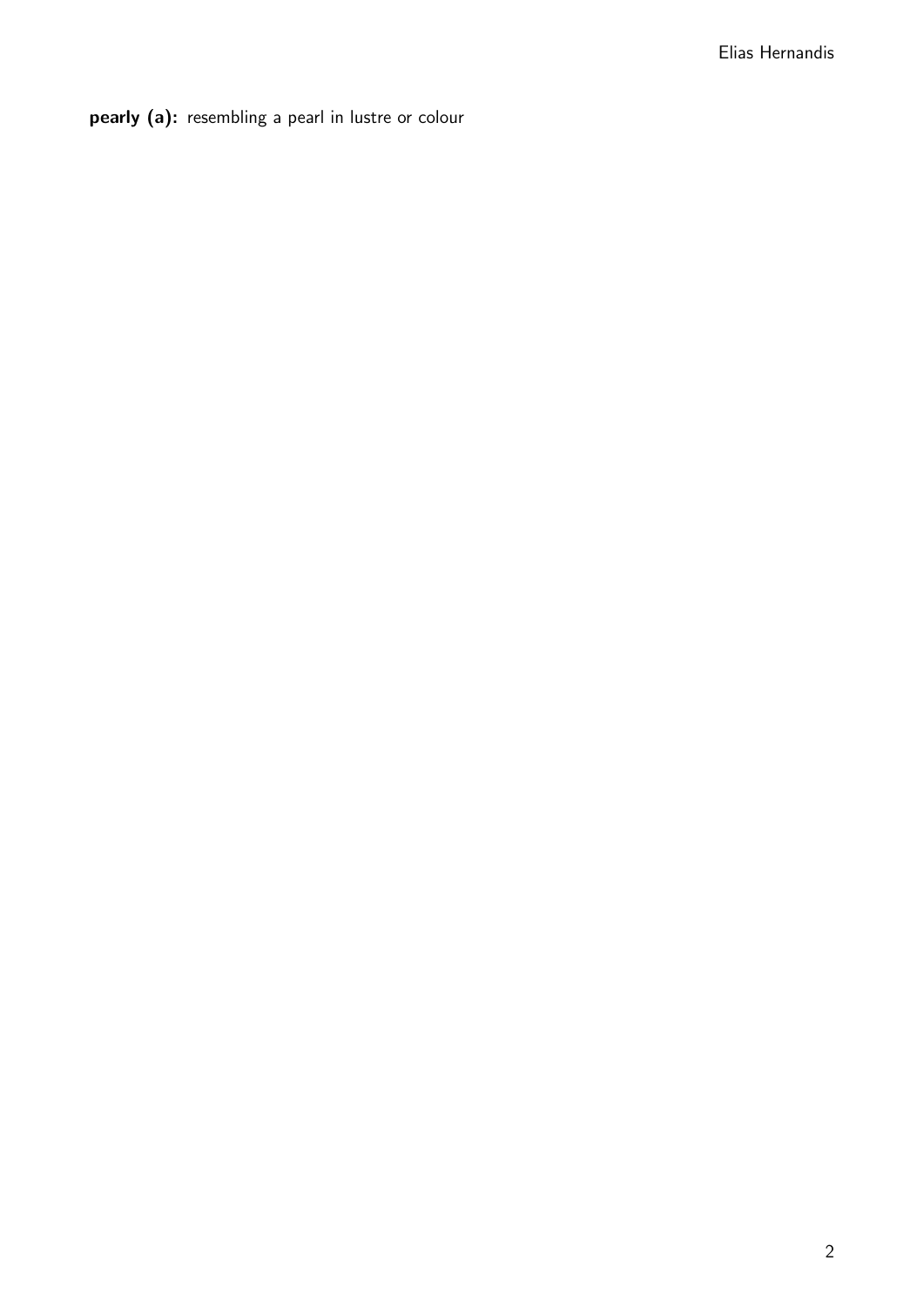**pearly (a):** resembling a pearl in lustre or colour